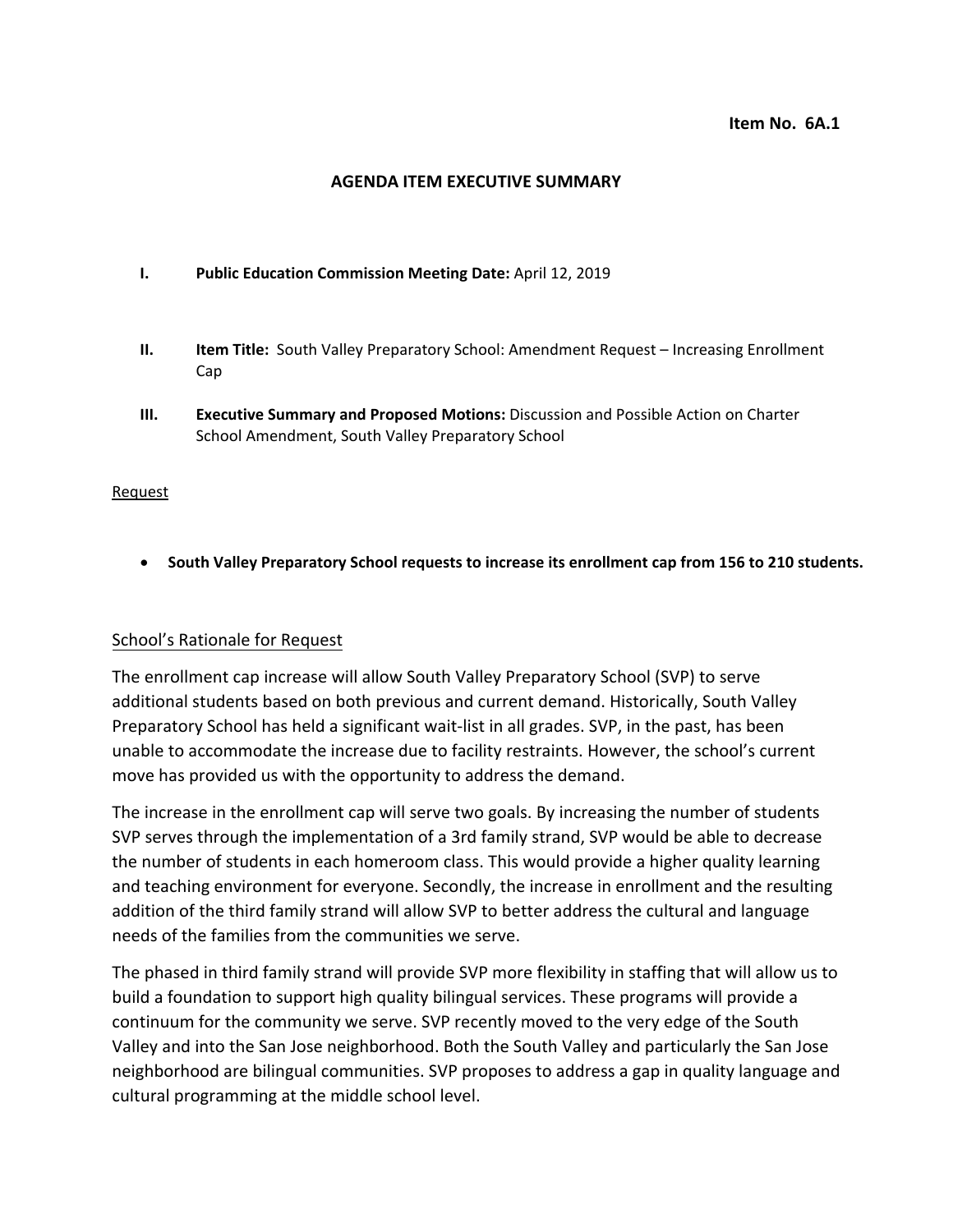**Item No. 6A.1**

## AGENDA ITEM EXECUTIVE SUMMARY

I. **Public Education Commission Meeting Date:** April 12, 2019

II. **Item Title:** South Valley Preparatory School: Amendment Request – Increasing Enrollment Cap

III. **Executive Summary and Proposed Motions:** Discussion and Possible Action on Charter School Amendment, South Valley Preparatory School

<u>Request</u>

- **South Valley Preparatory School requests to increase its enrollment cap from 156 to 210 students.**

<u>School's Rationale for Request</u>

The enrollment cap increase will allow South Valley Preparatory School (SVP) to serve additional students based on both previous and current demand. Historically, South Valley Preparatory School has held a significant wait-list in all grades. SVP, in the past, has been unable to accommodate the increase due to facility restraints. However, the school's current move has provided us with the opportunity to address the demand.

The increase in the enrollment cap will serve two goals. By increasing the number of students SVP serves through the implementation of a 3rd family strand, SVP would be able to decrease the number of students in each homeroom class. This would provide a higher quality learning and teaching environment for everyone. Secondly, the increase in enrollment and the resulting addition of the third family strand will allow SVP to better address the cultural and language needs of the families from the communities we serve.

The phased in third family strand will provide SVP more flexibility in staffing that will allow us to build a foundation to support high quality bilingual services. These programs will provide a continuum for the community we serve. SVP recently moved to the very edge of the South Valley and into the San Jose neighborhood. Both the South Valley and particularly the San Jose neighborhood are bilingual communities. SVP proposes to address a gap in quality language and cultural programming at the middle school level.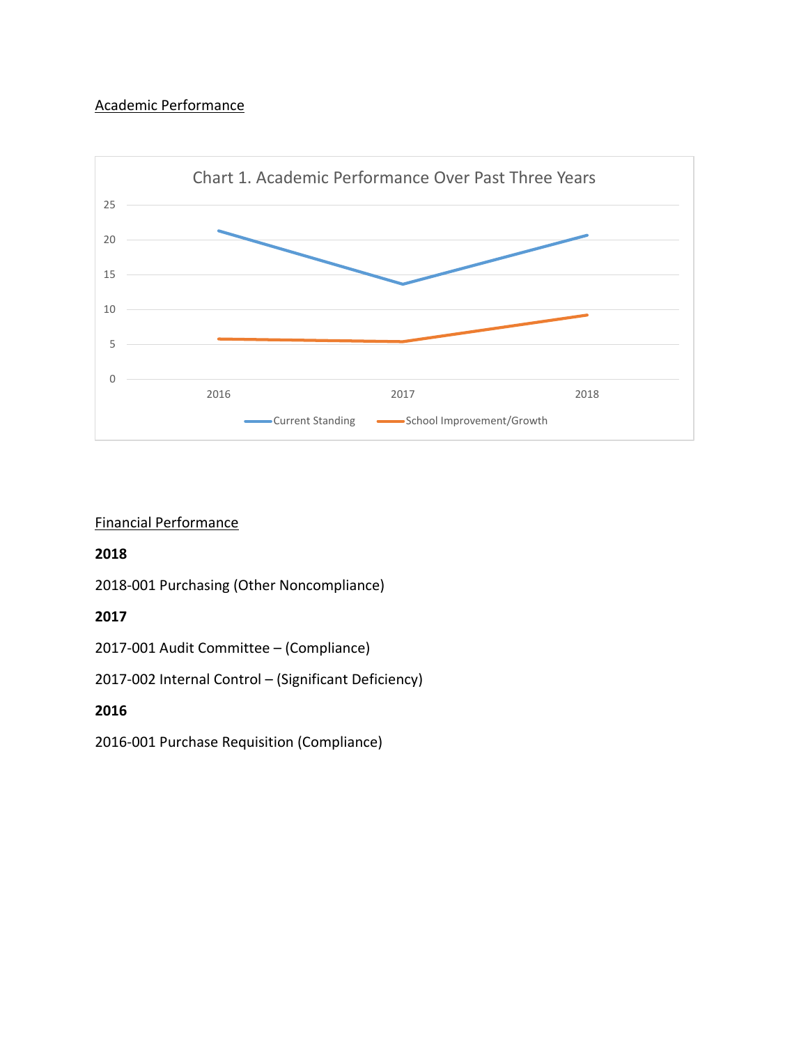## Academic Performance

Chart 1. Academic Performance Over Past Three Years

## Financial Performance

**2018**

2018-001 Purchasing (Other Noncompliance)

**2017**

2017-001 Audit Committee – (Compliance)

2017-002 Internal Control – (Significant Deficiency)

**2016**

2016-001 Purchase Requisition (Compliance)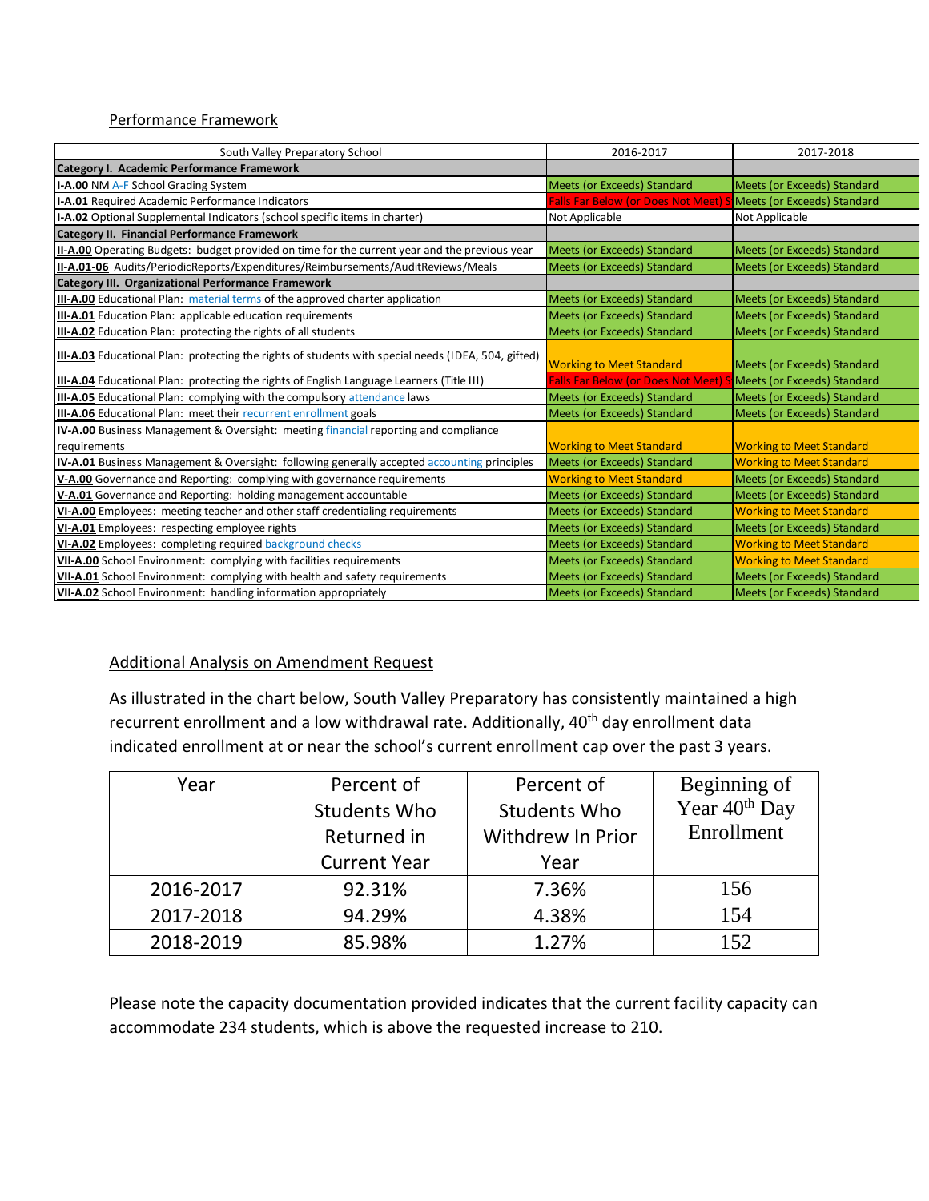Performance Framework

| South Valley Preparatory School | 2016-2017 | 2017-2018 |
|---|---|---|
| **Category I. Academic Performance Framework** | | |
| **I-A.00** NM A-F School Grading System | Meets (or Exceeds) Standard | Meets (or Exceeds) Standard |
| **I-A.01** Required Academic Performance Indicators | Falls Far Below (or Does Not Meet) S | Meets (or Exceeds) Standard |
| **I-A.02** Optional Supplemental Indicators (school specific items in charter) | Not Applicable | Not Applicable |
| **Category II. Financial Performance Framework** | | |
| **II-A.00** Operating Budgets: budget provided on time for the current year and the previous year | Meets (or Exceeds) Standard | Meets (or Exceeds) Standard |
| **II-A.01-06** Audits/PeriodicReports/Expenditures/Reimbursements/AuditReviews/Meals | Meets (or Exceeds) Standard | Meets (or Exceeds) Standard |
| **Category III. Organizational Performance Framework** | | |
| **III-A.00** Educational Plan: material terms of the approved charter application | Meets (or Exceeds) Standard | Meets (or Exceeds) Standard |
| **III-A.01** Education Plan: applicable education requirements | Meets (or Exceeds) Standard | Meets (or Exceeds) Standard |
| **III-A.02** Education Plan: protecting the rights of all students | Meets (or Exceeds) Standard | Meets (or Exceeds) Standard |
| **III-A.03** Educational Plan: protecting the rights of students with special needs (IDEA, 504, gifted) | Working to Meet Standard | Meets (or Exceeds) Standard |
| **III-A.04** Educational Plan: protecting the rights of English Language Learners (Title III) | Falls Far Below (or Does Not Meet) S | Meets (or Exceeds) Standard |
| **III-A.05** Educational Plan: complying with the compulsory attendance laws | Meets (or Exceeds) Standard | Meets (or Exceeds) Standard |
| **III-A.06** Educational Plan: meet their recurrent enrollment goals | Meets (or Exceeds) Standard | Meets (or Exceeds) Standard |
| **IV-A.00** Business Management & Oversight: meeting financial reporting and compliance requirements | Working to Meet Standard | Working to Meet Standard |
| **IV-A.01** Business Management & Oversight: following generally accepted accounting principles | Meets (or Exceeds) Standard | Working to Meet Standard |
| **V-A.00** Governance and Reporting: complying with governance requirements | Working to Meet Standard | Meets (or Exceeds) Standard |
| **V-A.01** Governance and Reporting: holding management accountable | Meets (or Exceeds) Standard | Meets (or Exceeds) Standard |
| **VI-A.00** Employees: meeting teacher and other staff credentialing requirements | Meets (or Exceeds) Standard | Working to Meet Standard |
| **VI-A.01** Employees: respecting employee rights | Meets (or Exceeds) Standard | Meets (or Exceeds) Standard |
| **VI-A.02** Employees: completing required background checks | Meets (or Exceeds) Standard | Working to Meet Standard |
| **VII-A.00** School Environment: complying with facilities requirements | Meets (or Exceeds) Standard | Working to Meet Standard |
| **VII-A.01** School Environment: complying with health and safety requirements | Meets (or Exceeds) Standard | Meets (or Exceeds) Standard |
| **VII-A.02** School Environment: handling information appropriately | Meets (or Exceeds) Standard | Meets (or Exceeds) Standard |

Additional Analysis on Amendment Request

As illustrated in the chart below, South Valley Preparatory has consistently maintained a high recurrent enrollment and a low withdrawal rate. Additionally, 40th day enrollment data indicated enrollment at or near the school's current enrollment cap over the past 3 years.

| Year | Percent of Students Who Returned in Current Year | Percent of Students Who Withdrew In Prior Year | Beginning of Year 40th Day Enrollment |
|---|---|---|---|
| 2016-2017 | 92.31% | 7.36% | 156 |
| 2017-2018 | 94.29% | 4.38% | 154 |
| 2018-2019 | 85.98% | 1.27% | 152 |

Please note the capacity documentation provided indicates that the current facility capacity can accommodate 234 students, which is above the requested increase to 210.